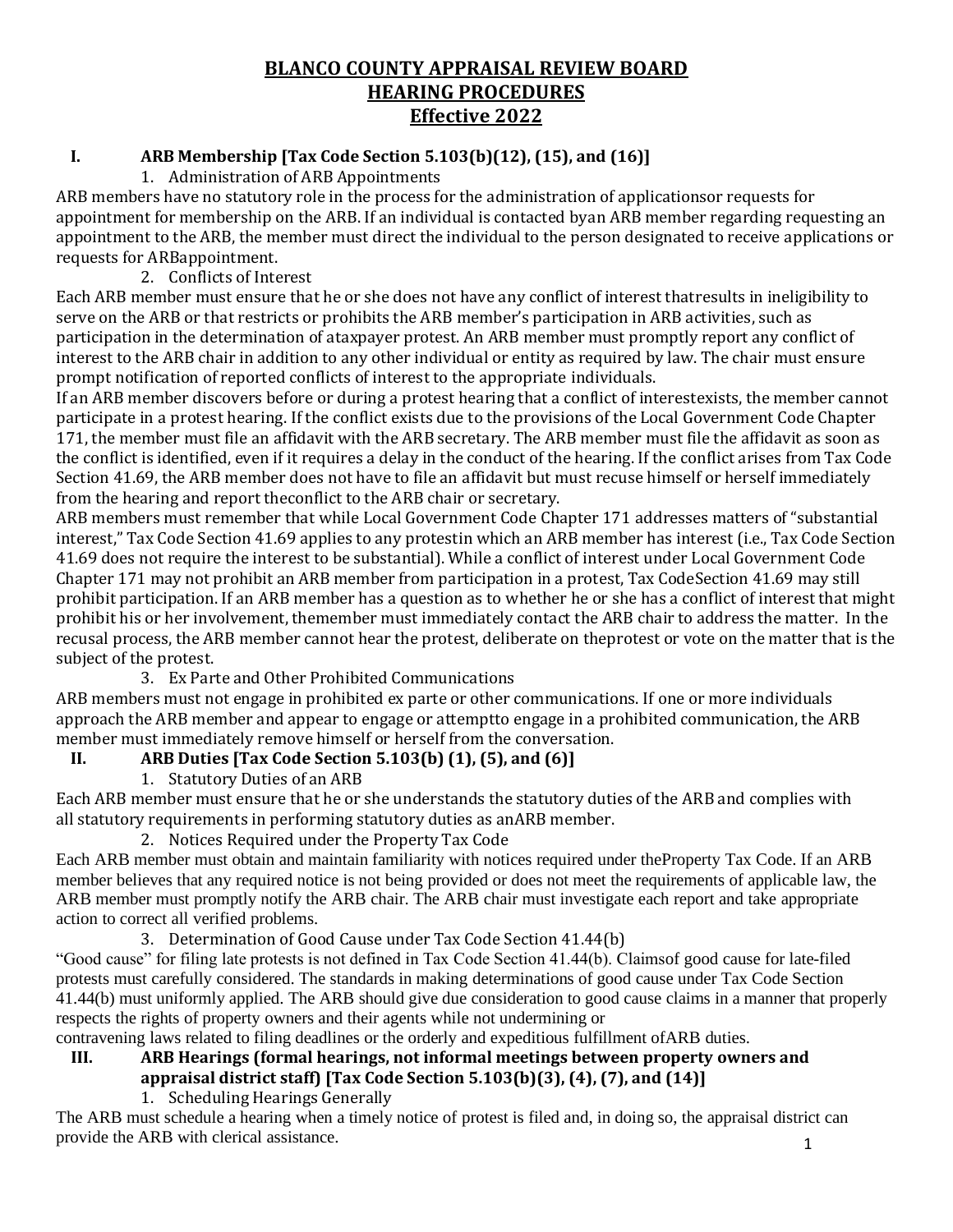# BLANCO COUNTY APPRAISAL REVIEW BOARD
# HEARING PROCEDURES
# Effective 2022

## I. ARB Membership [Tax Code Section 5.103(b)(12), (15), and (16)]

### 1. Administration of ARB Appointments

ARB members have no statutory role in the process for the administration of applicationsor requests for appointment for membership on the ARB. If an individual is contacted byan ARB member regarding requesting an appointment to the ARB, the member must direct the individual to the person designated to receive applications or requests for ARBappointment.

### 2. Conflicts of Interest

Each ARB member must ensure that he or she does not have any conflict of interest thatresults in ineligibility to serve on the ARB or that restricts or prohibits the ARB member's participation in ARB activities, such as participation in the determination of ataxpayer protest. An ARB member must promptly report any conflict of interest to the ARB chair in addition to any other individual or entity as required by law. The chair must ensure prompt notification of reported conflicts of interest to the appropriate individuals.

If an ARB member discovers before or during a protest hearing that a conflict of interestexists, the member cannot participate in a protest hearing. If the conflict exists due to the provisions of the Local Government Code Chapter 171, the member must file an affidavit with the ARB secretary. The ARB member must file the affidavit as soon as the conflict is identified, even if it requires a delay in the conduct of the hearing. If the conflict arises from Tax Code Section 41.69, the ARB member does not have to file an affidavit but must recuse himself or herself immediately from the hearing and report theconflict to the ARB chair or secretary.

ARB members must remember that while Local Government Code Chapter 171 addresses matters of "substantial interest," Tax Code Section 41.69 applies to any protestin which an ARB member has interest (i.e., Tax Code Section 41.69 does not require the interest to be substantial). While a conflict of interest under Local Government Code Chapter 171 may not prohibit an ARB member from participation in a protest, Tax CodeSection 41.69 may still prohibit participation. If an ARB member has a question as to whether he or she has a conflict of interest that might prohibit his or her involvement, themember must immediately contact the ARB chair to address the matter. In the recusal process, the ARB member cannot hear the protest, deliberate on theprotest or vote on the matter that is the subject of the protest.

### 3. Ex Parte and Other Prohibited Communications

ARB members must not engage in prohibited ex parte or other communications. If one or more individuals approach the ARB member and appear to engage or attemptto engage in a prohibited communication, the ARB member must immediately remove himself or herself from the conversation.

## II. ARB Duties [Tax Code Section 5.103(b) (1), (5), and (6)]

### 1. Statutory Duties of an ARB

Each ARB member must ensure that he or she understands the statutory duties of the ARB and complies with all statutory requirements in performing statutory duties as anARB member.

### 2. Notices Required under the Property Tax Code

Each ARB member must obtain and maintain familiarity with notices required under theProperty Tax Code. If an ARB member believes that any required notice is not being provided or does not meet the requirements of applicable law, the ARB member must promptly notify the ARB chair. The ARB chair must investigate each report and take appropriate action to correct all verified problems.

### 3. Determination of Good Cause under Tax Code Section 41.44(b)

"Good cause" for filing late protests is not defined in Tax Code Section 41.44(b). Claimsof good cause for late-filed protests must carefully considered. The standards in making determinations of good cause under Tax Code Section 41.44(b) must uniformly applied. The ARB should give due consideration to good cause claims in a manner that properly respects the rights of property owners and their agents while not undermining or contravening laws related to filing deadlines or the orderly and expeditious fulfillment ofARB duties.

## III. ARB Hearings (formal hearings, not informal meetings between property owners and appraisal district staff) [Tax Code Section 5.103(b)(3), (4), (7), and (14)]

### 1. Scheduling Hearings Generally

The ARB must schedule a hearing when a timely notice of protest is filed and, in doing so, the appraisal district can provide the ARB with clerical assistance.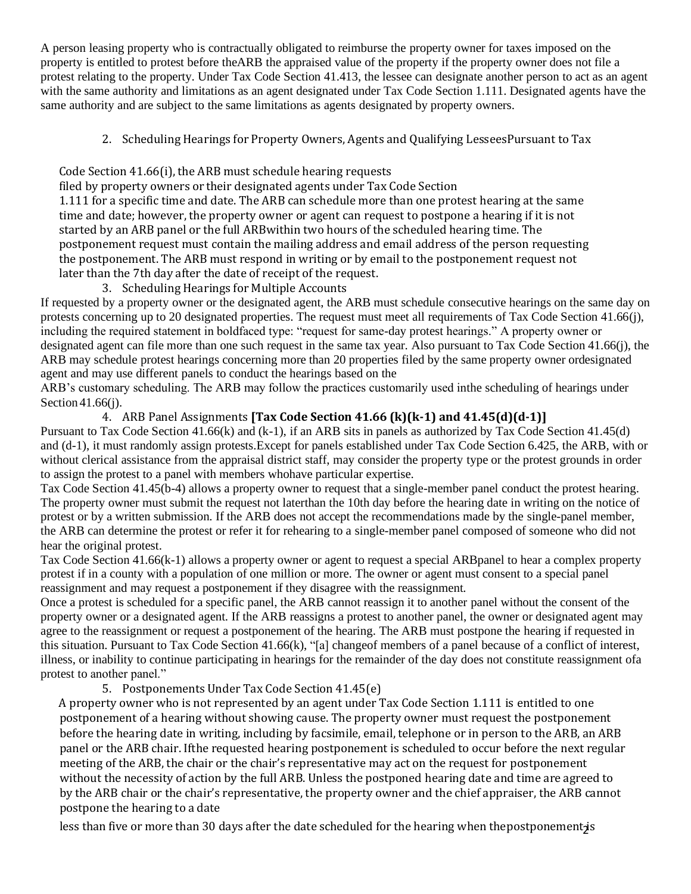A person leasing property who is contractually obligated to reimburse the property owner for taxes imposed on the property is entitled to protest before theARB the appraised value of the property if the property owner does not file a protest relating to the property. Under Tax Code Section 41.413, the lessee can designate another person to act as an agent with the same authority and limitations as an agent designated under Tax Code Section 1.111. Designated agents have the same authority and are subject to the same limitations as agents designated by property owners.

### 2. Scheduling Hearings for Property Owners, Agents and Qualifying Lessees

Pursuant to Tax Code Section 41.66(i), the ARB must schedule hearing requests filed by property owners or their designated agents under Tax Code Section 1.111 for a specific time and date. The ARB can schedule more than one protest hearing at the same time and date; however, the property owner or agent can request to postpone a hearing if it is not started by an ARB panel or the full ARBwithin two hours of the scheduled hearing time. The postponement request must contain the mailing address and email address of the person requesting the postponement. The ARB must respond in writing or by email to the postponement request not later than the 7th day after the date of receipt of the request.

### 3. Scheduling Hearings for Multiple Accounts

If requested by a property owner or the designated agent, the ARB must schedule consecutive hearings on the same day on protests concerning up to 20 designated properties. The request must meet all requirements of Tax Code Section 41.66(j), including the required statement in boldfaced type: "request for same-day protest hearings." A property owner or designated agent can file more than one such request in the same tax year. Also pursuant to Tax Code Section 41.66(j), the ARB may schedule protest hearings concerning more than 20 properties filed by the same property owner ordesignated agent and may use different panels to conduct the hearings based on the ARB's customary scheduling. The ARB may follow the practices customarily used inthe scheduling of hearings under Section 41.66(j).

### 4. ARB Panel Assignments **[Tax Code Section 41.66 (k)(k-1) and 41.45(d)(d-1)]**

Pursuant to Tax Code Section 41.66(k) and (k-1), if an ARB sits in panels as authorized by Tax Code Section 41.45(d) and (d-1), it must randomly assign protests.Except for panels established under Tax Code Section 6.425, the ARB, with or without clerical assistance from the appraisal district staff, may consider the property type or the protest grounds in order to assign the protest to a panel with members whohave particular expertise.

Tax Code Section 41.45(b-4) allows a property owner to request that a single-member panel conduct the protest hearing. The property owner must submit the request not laterthan the 10th day before the hearing date in writing on the notice of protest or by a written submission. If the ARB does not accept the recommendations made by the single-panel member, the ARB can determine the protest or refer it for rehearing to a single-member panel composed of someone who did not hear the original protest.

Tax Code Section 41.66(k-1) allows a property owner or agent to request a special ARBpanel to hear a complex property protest if in a county with a population of one million or more. The owner or agent must consent to a special panel reassignment and may request a postponement if they disagree with the reassignment.

Once a protest is scheduled for a specific panel, the ARB cannot reassign it to another panel without the consent of the property owner or a designated agent. If the ARB reassigns a protest to another panel, the owner or designated agent may agree to the reassignment or request a postponement of the hearing. The ARB must postpone the hearing if requested in this situation. Pursuant to Tax Code Section 41.66(k), "[a] changeof members of a panel because of a conflict of interest, illness, or inability to continue participating in hearings for the remainder of the day does not constitute reassignment ofa protest to another panel."

### 5. Postponements Under Tax Code Section 41.45(e)

A property owner who is not represented by an agent under Tax Code Section 1.111 is entitled to one postponement of a hearing without showing cause. The property owner must request the postponement before the hearing date in writing, including by facsimile, email, telephone or in person to the ARB, an ARB panel or the ARB chair. Ifthe requested hearing postponement is scheduled to occur before the next regular meeting of the ARB, the chair or the chair's representative may act on the request for postponement without the necessity of action by the full ARB. Unless the postponed hearing date and time are agreed to by the ARB chair or the chair's representative, the property owner and the chief appraiser, the ARB cannot postpone the hearing to a date less than five or more than 30 days after the date scheduled for the hearing when thepostponement is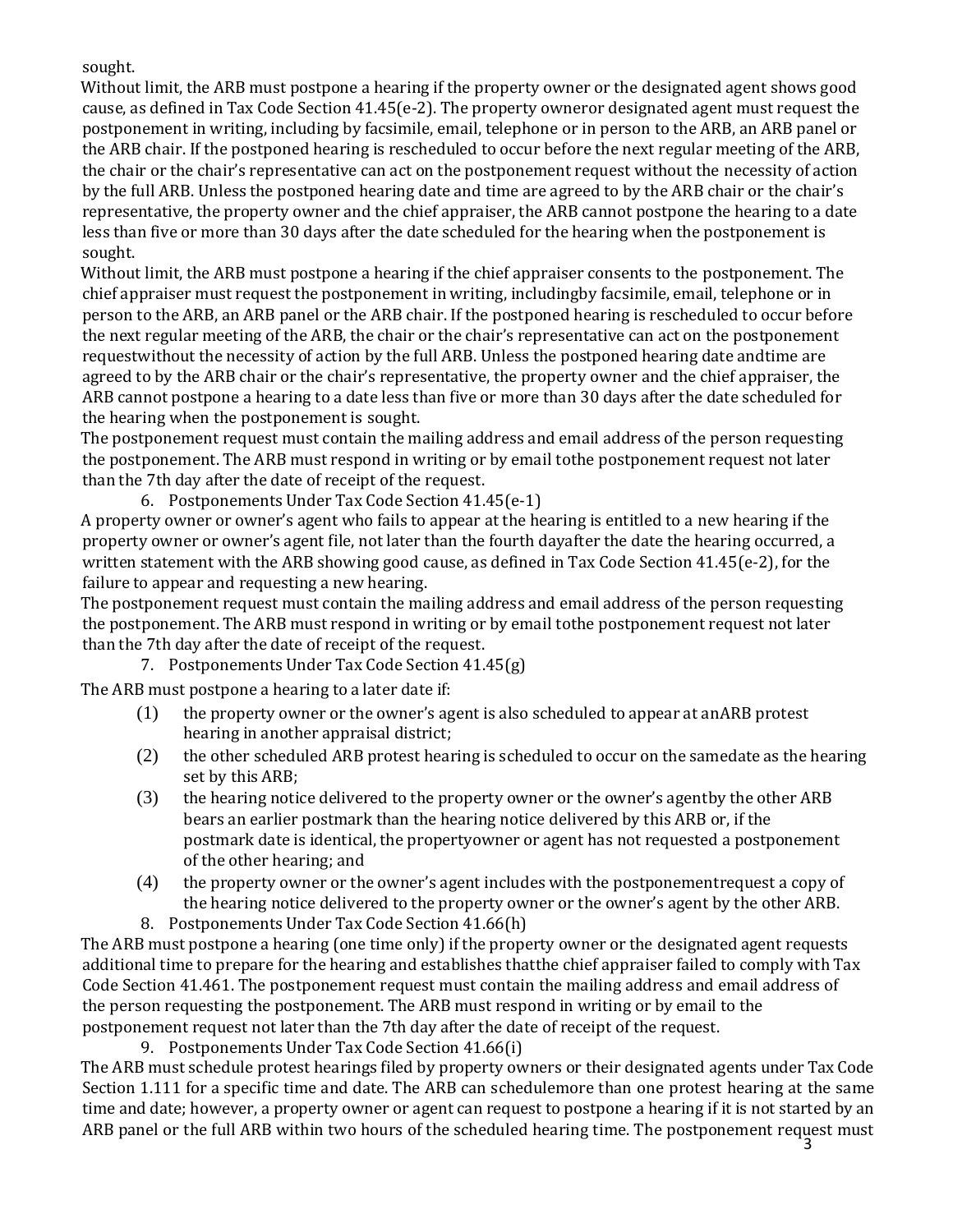sought.

Without limit, the ARB must postpone a hearing if the property owner or the designated agent shows good cause, as defined in Tax Code Section 41.45(e-2). The property owneror designated agent must request the postponement in writing, including by facsimile, email, telephone or in person to the ARB, an ARB panel or the ARB chair. If the postponed hearing is rescheduled to occur before the next regular meeting of the ARB, the chair or the chair's representative can act on the postponement request without the necessity of action by the full ARB. Unless the postponed hearing date and time are agreed to by the ARB chair or the chair's representative, the property owner and the chief appraiser, the ARB cannot postpone the hearing to a date less than five or more than 30 days after the date scheduled for the hearing when the postponement is sought.

Without limit, the ARB must postpone a hearing if the chief appraiser consents to the postponement. The chief appraiser must request the postponement in writing, includingby facsimile, email, telephone or in person to the ARB, an ARB panel or the ARB chair. If the postponed hearing is rescheduled to occur before the next regular meeting of the ARB, the chair or the chair's representative can act on the postponement requestwithout the necessity of action by the full ARB. Unless the postponed hearing date andtime are agreed to by the ARB chair or the chair's representative, the property owner and the chief appraiser, the ARB cannot postpone a hearing to a date less than five or more than 30 days after the date scheduled for the hearing when the postponement is sought.

The postponement request must contain the mailing address and email address of the person requesting the postponement. The ARB must respond in writing or by email tothe postponement request not later than the 7th day after the date of receipt of the request.

6. Postponements Under Tax Code Section 41.45(e-1)

A property owner or owner's agent who fails to appear at the hearing is entitled to a new hearing if the property owner or owner's agent file, not later than the fourth dayafter the date the hearing occurred, a written statement with the ARB showing good cause, as defined in Tax Code Section 41.45(e-2), for the failure to appear and requesting a new hearing.

The postponement request must contain the mailing address and email address of the person requesting the postponement. The ARB must respond in writing or by email tothe postponement request not later than the 7th day after the date of receipt of the request.

7. Postponements Under Tax Code Section 41.45(g)

The ARB must postpone a hearing to a later date if:

(1) the property owner or the owner's agent is also scheduled to appear at anARB protest hearing in another appraisal district;

(2) the other scheduled ARB protest hearing is scheduled to occur on the samedate as the hearing set by this ARB;

(3) the hearing notice delivered to the property owner or the owner's agentby the other ARB bears an earlier postmark than the hearing notice delivered by this ARB or, if the postmark date is identical, the propertyowner or agent has not requested a postponement of the other hearing; and

(4) the property owner or the owner's agent includes with the postponementrequest a copy of the hearing notice delivered to the property owner or the owner's agent by the other ARB.

8. Postponements Under Tax Code Section 41.66(h)

The ARB must postpone a hearing (one time only) if the property owner or the designated agent requests additional time to prepare for the hearing and establishes thatthe chief appraiser failed to comply with Tax Code Section 41.461. The postponement request must contain the mailing address and email address of the person requesting the postponement. The ARB must respond in writing or by email to the postponement request not later than the 7th day after the date of receipt of the request.

9. Postponements Under Tax Code Section 41.66(i)

The ARB must schedule protest hearings filed by property owners or their designated agents under Tax Code Section 1.111 for a specific time and date. The ARB can schedulemore than one protest hearing at the same time and date; however, a property owner or agent can request to postpone a hearing if it is not started by an ARB panel or the full ARB within two hours of the scheduled hearing time. The postponement request must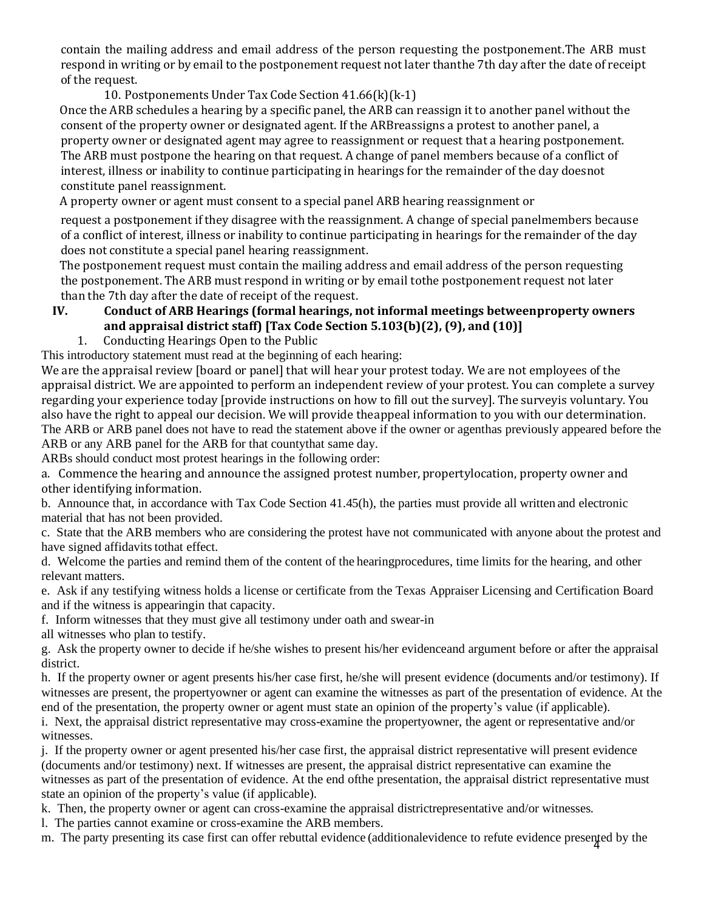contain the mailing address and email address of the person requesting the postponement.The ARB must respond in writing or by email to the postponement request not later thanthe 7th day after the date of receipt of the request.

10. Postponements Under Tax Code Section 41.66(k)(k-1)

Once the ARB schedules a hearing by a specific panel, the ARB can reassign it to another panel without the consent of the property owner or designated agent. If the ARBreassigns a protest to another panel, a property owner or designated agent may agree to reassignment or request that a hearing postponement. The ARB must postpone the hearing on that request. A change of panel members because of a conflict of interest, illness or inability to continue participating in hearings for the remainder of the day doesnot constitute panel reassignment.

A property owner or agent must consent to a special panel ARB hearing reassignment or request a postponement if they disagree with the reassignment. A change of special panelmembers because of a conflict of interest, illness or inability to continue participating in hearings for the remainder of the day does not constitute a special panel hearing reassignment.

The postponement request must contain the mailing address and email address of the person requesting the postponement. The ARB must respond in writing or by email tothe postponement request not later than the 7th day after the date of receipt of the request.

## IV. Conduct of ARB Hearings (formal hearings, not informal meetings betweenproperty owners and appraisal district staff) [Tax Code Section 5.103(b)(2), (9), and (10)]

1. Conducting Hearings Open to the Public

This introductory statement must read at the beginning of each hearing:

We are the appraisal review [board or panel] that will hear your protest today. We are not employees of the appraisal district. We are appointed to perform an independent review of your protest. You can complete a survey regarding your experience today [provide instructions on how to fill out the survey]. The surveyis voluntary. You also have the right to appeal our decision. We will provide theappeal information to you with our determination.

The ARB or ARB panel does not have to read the statement above if the owner or agenthas previously appeared before the ARB or any ARB panel for the ARB for that countythat same day.

ARBs should conduct most protest hearings in the following order:

a. Commence the hearing and announce the assigned protest number, propertylocation, property owner and other identifying information.

b. Announce that, in accordance with Tax Code Section 41.45(h), the parties must provide all written and electronic material that has not been provided.

c. State that the ARB members who are considering the protest have not communicated with anyone about the protest and have signed affidavits tothat effect.

d. Welcome the parties and remind them of the content of the hearingprocedures, time limits for the hearing, and other relevant matters.

e. Ask if any testifying witness holds a license or certificate from the Texas Appraiser Licensing and Certification Board and if the witness is appearingin that capacity.

f. Inform witnesses that they must give all testimony under oath and swear-in all witnesses who plan to testify.

g. Ask the property owner to decide if he/she wishes to present his/her evidenceand argument before or after the appraisal district.

h. If the property owner or agent presents his/her case first, he/she will present evidence (documents and/or testimony). If witnesses are present, the propertyowner or agent can examine the witnesses as part of the presentation of evidence. At the end of the presentation, the property owner or agent must state an opinion of the property's value (if applicable).

i. Next, the appraisal district representative may cross-examine the propertyowner, the agent or representative and/or witnesses.

j. If the property owner or agent presented his/her case first, the appraisal district representative will present evidence (documents and/or testimony) next. If witnesses are present, the appraisal district representative can examine the witnesses as part of the presentation of evidence. At the end ofthe presentation, the appraisal district representative must state an opinion of the property's value (if applicable).

k. Then, the property owner or agent can cross-examine the appraisal districtrepresentative and/or witnesses.

l. The parties cannot examine or cross-examine the ARB members.

m. The party presenting its case first can offer rebuttal evidence (additionalevidence to refute evidence presented by the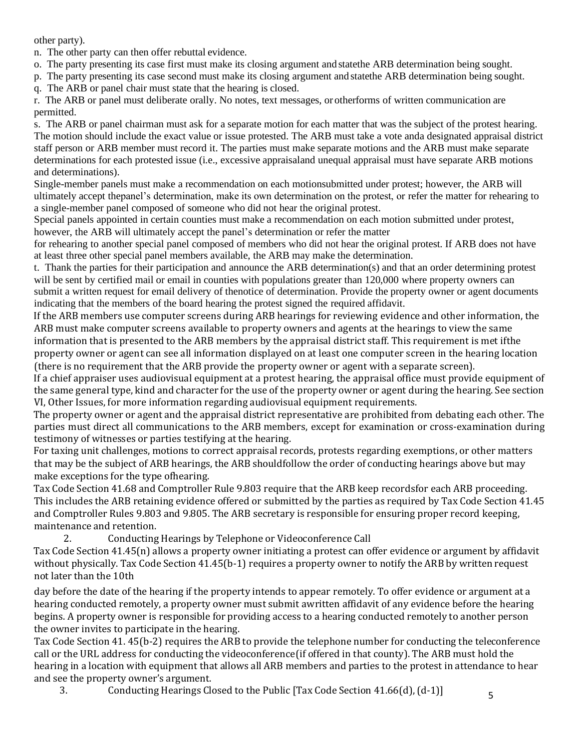other party).

n. The other party can then offer rebuttal evidence.

o. The party presenting its case first must make its closing argument and statethe ARB determination being sought.

p. The party presenting its case second must make its closing argument and statethe ARB determination being sought.

q. The ARB or panel chair must state that the hearing is closed.

r. The ARB or panel must deliberate orally. No notes, text messages, or otherforms of written communication are permitted.

s. The ARB or panel chairman must ask for a separate motion for each matter that was the subject of the protest hearing. The motion should include the exact value or issue protested. The ARB must take a vote anda designated appraisal district staff person or ARB member must record it. The parties must make separate motions and the ARB must make separate determinations for each protested issue (i.e., excessive appraisaland unequal appraisal must have separate ARB motions and determinations).

Single-member panels must make a recommendation on each motionsubmitted under protest; however, the ARB will ultimately accept thepanel's determination, make its own determination on the protest, or refer the matter for rehearing to a single-member panel composed of someone who did not hear the original protest.

Special panels appointed in certain counties must make a recommendation on each motion submitted under protest, however, the ARB will ultimately accept the panel's determination or refer the matter for rehearing to another special panel composed of members who did not hear the original protest. If ARB does not have at least three other special panel members available, the ARB may make the determination.

t. Thank the parties for their participation and announce the ARB determination(s) and that an order determining protest will be sent by certified mail or email in counties with populations greater than 120,000 where property owners can submit a written request for email delivery of thenotice of determination. Provide the property owner or agent documents indicating that the members of the board hearing the protest signed the required affidavit.

If the ARB members use computer screens during ARB hearings for reviewing evidence and other information, the ARB must make computer screens available to property owners and agents at the hearings to view the same information that is presented to the ARB members by the appraisal district staff. This requirement is met ifthe property owner or agent can see all information displayed on at least one computer screen in the hearing location (there is no requirement that the ARB provide the property owner or agent with a separate screen).

If a chief appraiser uses audiovisual equipment at a protest hearing, the appraisal office must provide equipment of the same general type, kind and character for the use of the property owner or agent during the hearing. See section VI, Other Issues, for more information regarding audiovisual equipment requirements.

The property owner or agent and the appraisal district representative are prohibited from debating each other. The parties must direct all communications to the ARB members, except for examination or cross-examination during testimony of witnesses or parties testifying at the hearing.

For taxing unit challenges, motions to correct appraisal records, protests regarding exemptions, or other matters that may be the subject of ARB hearings, the ARB shouldfollow the order of conducting hearings above but may make exceptions for the type ofhearing.

Tax Code Section 41.68 and Comptroller Rule 9.803 require that the ARB keep recordsfor each ARB proceeding. This includes the ARB retaining evidence offered or submitted by the parties as required by Tax Code Section 41.45 and Comptroller Rules 9.803 and 9.805. The ARB secretary is responsible for ensuring proper record keeping, maintenance and retention.

2. Conducting Hearings by Telephone or Videoconference Call

Tax Code Section 41.45(n) allows a property owner initiating a protest can offer evidence or argument by affidavit without physically. Tax Code Section 41.45(b-1) requires a property owner to notify the ARB by written request not later than the 10th day before the date of the hearing if the property intends to appear remotely. To offer evidence or argument at a hearing conducted remotely, a property owner must submit awritten affidavit of any evidence before the hearing begins. A property owner is responsible for providing access to a hearing conducted remotely to another person the owner invites to participate in the hearing.

Tax Code Section 41. 45(b-2) requires the ARB to provide the telephone number for conducting the teleconference call or the URL address for conducting the videoconference(if offered in that county). The ARB must hold the hearing in a location with equipment that allows all ARB members and parties to the protest in attendance to hear and see the property owner's argument.

3. Conducting Hearings Closed to the Public [Tax Code Section 41.66(d), (d-1)]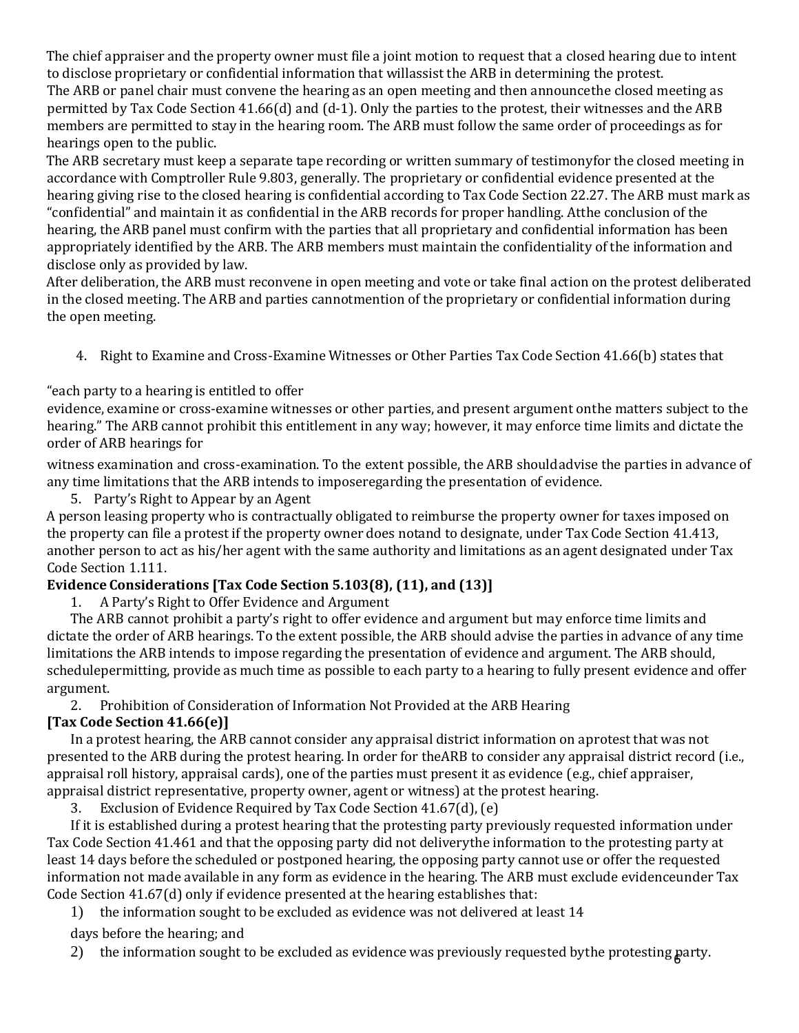The chief appraiser and the property owner must file a joint motion to request that a closed hearing due to intent to disclose proprietary or confidential information that willassist the ARB in determining the protest.

The ARB or panel chair must convene the hearing as an open meeting and then announcethe closed meeting as permitted by Tax Code Section 41.66(d) and (d-1). Only the parties to the protest, their witnesses and the ARB members are permitted to stay in the hearing room. The ARB must follow the same order of proceedings as for hearings open to the public.

The ARB secretary must keep a separate tape recording or written summary of testimonyfor the closed meeting in accordance with Comptroller Rule 9.803, generally. The proprietary or confidential evidence presented at the hearing giving rise to the closed hearing is confidential according to Tax Code Section 22.27. The ARB must mark as "confidential" and maintain it as confidential in the ARB records for proper handling. Atthe conclusion of the hearing, the ARB panel must confirm with the parties that all proprietary and confidential information has been appropriately identified by the ARB. The ARB members must maintain the confidentiality of the information and disclose only as provided by law.

After deliberation, the ARB must reconvene in open meeting and vote or take final action on the protest deliberated in the closed meeting. The ARB and parties cannotmention of the proprietary or confidential information during the open meeting.

4. Right to Examine and Cross-Examine Witnesses or Other Parties Tax Code Section 41.66(b) states that

"each party to a hearing is entitled to offer evidence, examine or cross-examine witnesses or other parties, and present argument onthe matters subject to the hearing." The ARB cannot prohibit this entitlement in any way; however, it may enforce time limits and dictate the order of ARB hearings for witness examination and cross-examination. To the extent possible, the ARB shouldadvise the parties in advance of any time limitations that the ARB intends to imposeregarding the presentation of evidence.

5. Party's Right to Appear by an Agent

A person leasing property who is contractually obligated to reimburse the property owner for taxes imposed on the property can file a protest if the property owner does notand to designate, under Tax Code Section 41.413, another person to act as his/her agent with the same authority and limitations as an agent designated under Tax Code Section 1.111.

**Evidence Considerations [Tax Code Section 5.103(8), (11), and (13)]**

1. A Party's Right to Offer Evidence and Argument

The ARB cannot prohibit a party's right to offer evidence and argument but may enforce time limits and dictate the order of ARB hearings. To the extent possible, the ARB should advise the parties in advance of any time limitations the ARB intends to impose regarding the presentation of evidence and argument. The ARB should, schedulepermitting, provide as much time as possible to each party to a hearing to fully present evidence and offer argument.

2. Prohibition of Consideration of Information Not Provided at the ARB Hearing **[Tax Code Section 41.66(e)]**

In a protest hearing, the ARB cannot consider any appraisal district information on aprotest that was not presented to the ARB during the protest hearing. In order for theARB to consider any appraisal district record (i.e., appraisal roll history, appraisal cards), one of the parties must present it as evidence (e.g., chief appraiser, appraisal district representative, property owner, agent or witness) at the protest hearing.

3. Exclusion of Evidence Required by Tax Code Section 41.67(d), (e)

If it is established during a protest hearing that the protesting party previously requested information under Tax Code Section 41.461 and that the opposing party did not deliverythe information to the protesting party at least 14 days before the scheduled or postponed hearing, the opposing party cannot use or offer the requested information not made available in any form as evidence in the hearing. The ARB must exclude evidenceunder Tax Code Section 41.67(d) only if evidence presented at the hearing establishes that:

1) the information sought to be excluded as evidence was not delivered at least 14 days before the hearing; and
2) the information sought to be excluded as evidence was previously requested bythe protesting party.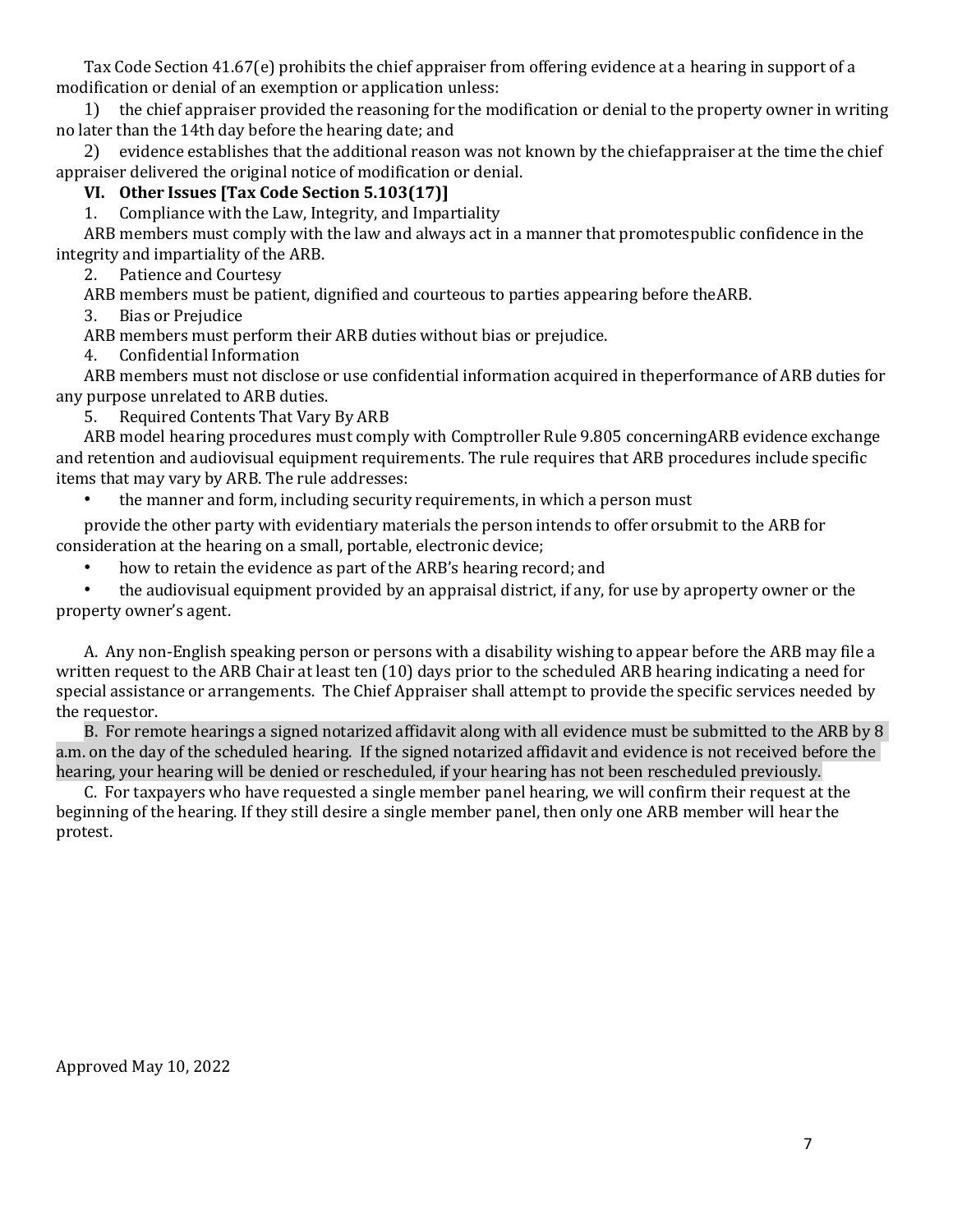Tax Code Section 41.67(e) prohibits the chief appraiser from offering evidence at a hearing in support of a modification or denial of an exemption or application unless:

1) the chief appraiser provided the reasoning for the modification or denial to the property owner in writing no later than the 14th day before the hearing date; and

2) evidence establishes that the additional reason was not known by the chiefappraiser at the time the chief appraiser delivered the original notice of modification or denial.

## VI. Other Issues [Tax Code Section 5.103(17)]

1. Compliance with the Law, Integrity, and Impartiality

ARB members must comply with the law and always act in a manner that promotespublic confidence in the integrity and impartiality of the ARB.

2. Patience and Courtesy

ARB members must be patient, dignified and courteous to parties appearing before theARB.

3. Bias or Prejudice

ARB members must perform their ARB duties without bias or prejudice.

4. Confidential Information

ARB members must not disclose or use confidential information acquired in theperformance of ARB duties for any purpose unrelated to ARB duties.

5. Required Contents That Vary By ARB

ARB model hearing procedures must comply with Comptroller Rule 9.805 concerningARB evidence exchange and retention and audiovisual equipment requirements. The rule requires that ARB procedures include specific items that may vary by ARB. The rule addresses:

- the manner and form, including security requirements, in which a person must

provide the other party with evidentiary materials the person intends to offer orsubmit to the ARB for consideration at the hearing on a small, portable, electronic device;

- how to retain the evidence as part of the ARB's hearing record; and
- the audiovisual equipment provided by an appraisal district, if any, for use by aproperty owner or the property owner's agent.

A. Any non-English speaking person or persons with a disability wishing to appear before the ARB may file a written request to the ARB Chair at least ten (10) days prior to the scheduled ARB hearing indicating a need for special assistance or arrangements. The Chief Appraiser shall attempt to provide the specific services needed by the requestor.

B. For remote hearings a signed notarized affidavit along with all evidence must be submitted to the ARB by 8 a.m. on the day of the scheduled hearing. If the signed notarized affidavit and evidence is not received before the hearing, your hearing will be denied or rescheduled, if your hearing has not been rescheduled previously.

C. For taxpayers who have requested a single member panel hearing, we will confirm their request at the beginning of the hearing. If they still desire a single member panel, then only one ARB member will hear the protest.

Approved May 10, 2022